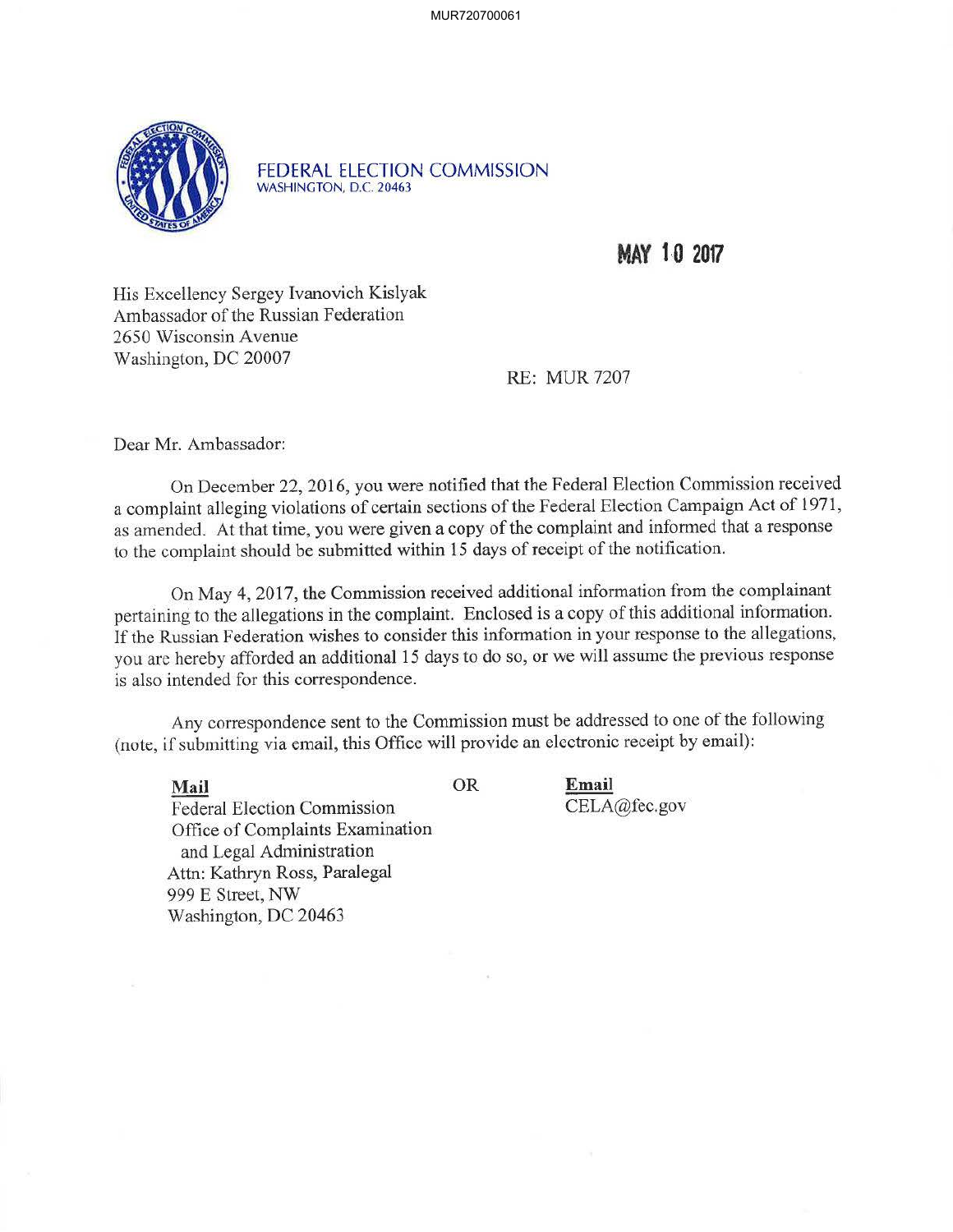FEDERAL ELECTION COMMISSION
WASHINGTON, D.C. 20463

**MAY 10 2017**

His Excellency Sergey Ivanovich Kislyak
Ambassador of the Russian Federation
2650 Wisconsin Avenue
Washington, DC 20007

RE: MUR 7207

Dear Mr. Ambassador:

On December 22, 2016, you were notified that the Federal Election Commission received a complaint alleging violations of certain sections of the Federal Election Campaign Act of 1971, as amended. At that time, you were given a copy of the complaint and informed that a response to the complaint should be submitted within 15 days of receipt of the notification.

On May 4, 2017, the Commission received additional information from the complainant pertaining to the allegations in the complaint. Enclosed is a copy of this additional information. If the Russian Federation wishes to consider this information in your response to the allegations, you are hereby afforded an additional 15 days to do so, or we will assume the previous response is also intended for this correspondence.

Any correspondence sent to the Commission must be addressed to one of the following (note, if submitting via email, this Office will provide an electronic receipt by email):

**Mail**
Federal Election Commission
Office of Complaints Examination
and Legal Administration
Attn: Kathryn Ross, Paralegal
999 E Street, NW
Washington, DC 20463

OR

**Email**
CELA@fec.gov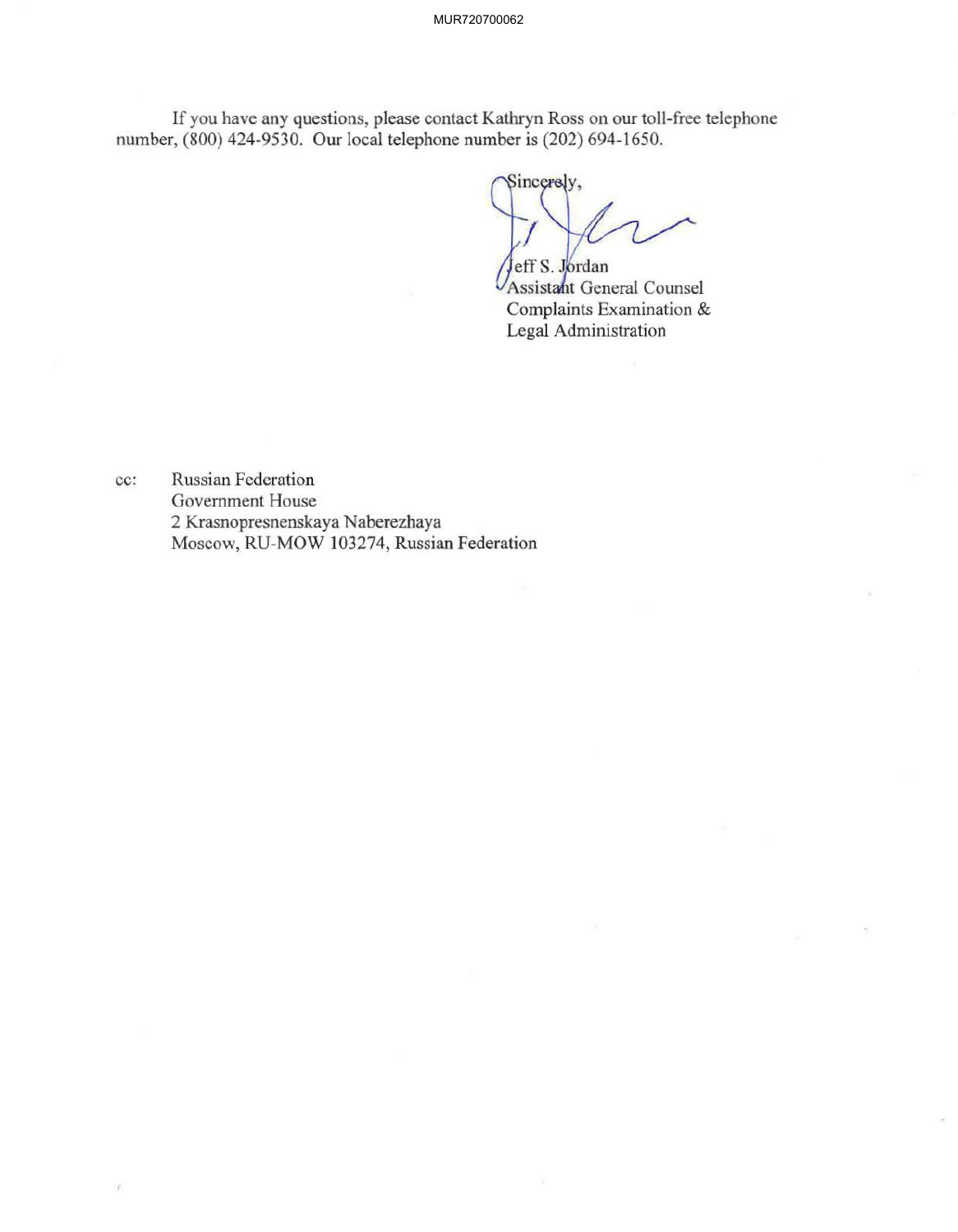If you have any questions, please contact Kathryn Ross on our toll-free telephone number, (800) 424-9530. Our local telephone number is (202) 694-1650.

Sincerely,

Jeff S. Jordan
Assistant General Counsel
Complaints Examination &
Legal Administration

cc: Russian Federation
Government House
2 Krasnopresnenskaya Naberezhaya
Moscow, RU-MOW 103274, Russian Federation